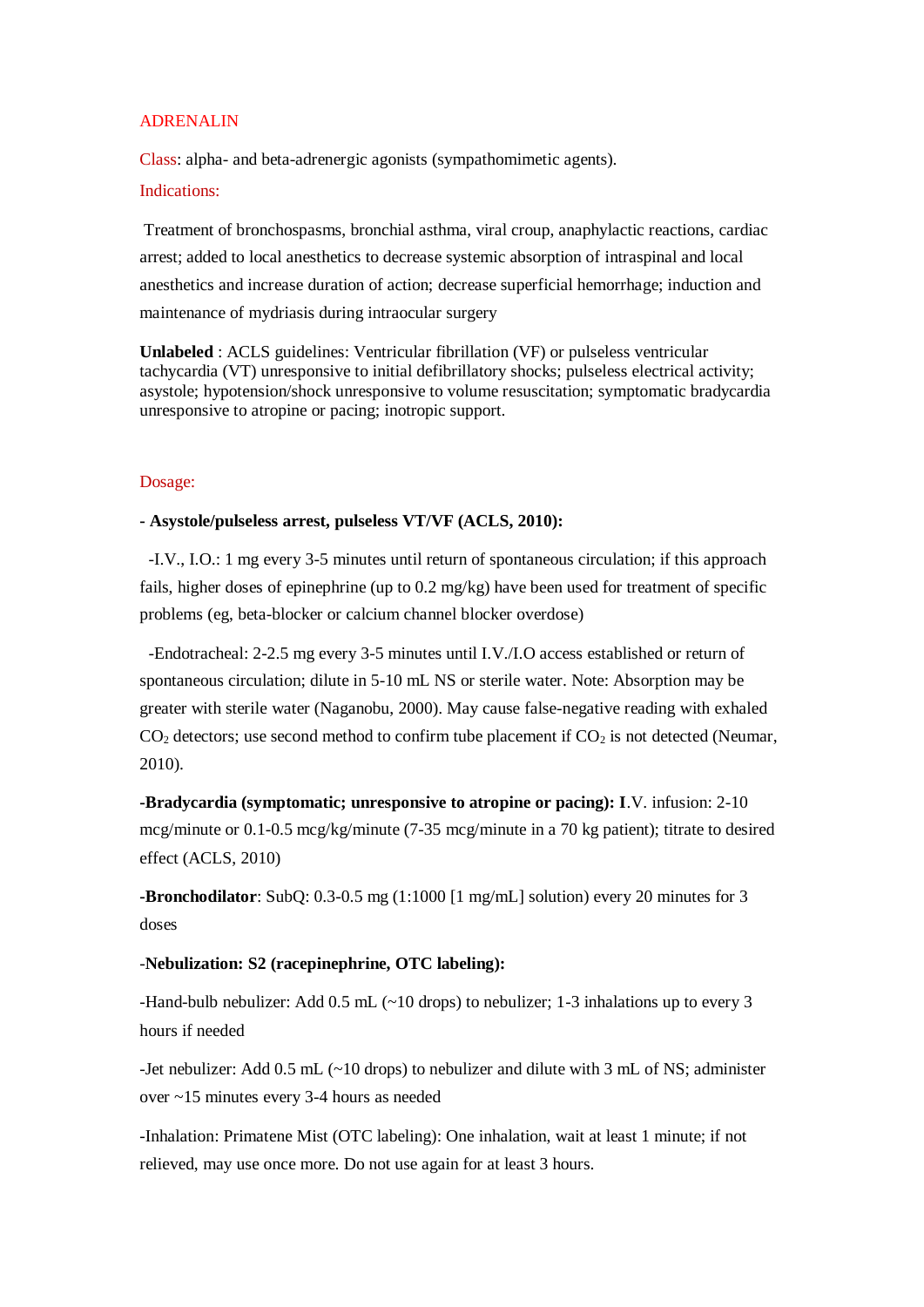# ADRENALIN

Class: alpha- and beta-adrenergic agonists (sympathomimetic agents).

Indications:

Treatment of bronchospasms, bronchial asthma, viral croup, anaphylactic reactions, cardiac arrest; added to local anesthetics to decrease systemic absorption of intraspinal and local anesthetics and increase duration of action; decrease superficial hemorrhage; induction and maintenance of mydriasis during intraocular surgery

**Unlabeled** : ACLS guidelines: Ventricular fibrillation (VF) or pulseless ventricular tachycardia (VT) unresponsive to initial defibrillatory shocks; pulseless electrical activity; asystole; hypotension/shock unresponsive to volume resuscitation; symptomatic bradycardia unresponsive to atropine or pacing; inotropic support.

Dosage:

**- Asystole/pulseless arrest, pulseless VT/VF (ACLS, 2010):**

-I.V., I.O.: 1 mg every 3-5 minutes until return of spontaneous circulation; if this approach fails, higher doses of epinephrine (up to 0.2 mg/kg) have been used for treatment of specific problems (eg, beta-blocker or calcium channel blocker overdose)

-Endotracheal: 2-2.5 mg every 3-5 minutes until I.V./I.O access established or return of spontaneous circulation; dilute in 5-10 mL NS or sterile water. Note: Absorption may be greater with sterile water (Naganobu, 2000). May cause false-negative reading with exhaled $CO_2$ detectors; use second method to confirm tube placement if $CO_2$ is not detected (Neumar, 2010).

**-Bradycardia (symptomatic; unresponsive to atropine or pacing): I**.V. infusion: 2-10 mcg/minute or 0.1-0.5 mcg/kg/minute (7-35 mcg/minute in a 70 kg patient); titrate to desired effect (ACLS, 2010)

**-Bronchodilator**: SubQ: 0.3-0.5 mg (1:1000 [1 mg/mL] solution) every 20 minutes for 3 doses

-**Nebulization: S2 (racepinephrine, OTC labeling):**

-Hand-bulb nebulizer: Add 0.5 mL (~10 drops) to nebulizer; 1-3 inhalations up to every 3 hours if needed

-Jet nebulizer: Add 0.5 mL (~10 drops) to nebulizer and dilute with 3 mL of NS; administer over ~15 minutes every 3-4 hours as needed

-Inhalation: Primatene Mist (OTC labeling): One inhalation, wait at least 1 minute; if not relieved, may use once more. Do not use again for at least 3 hours.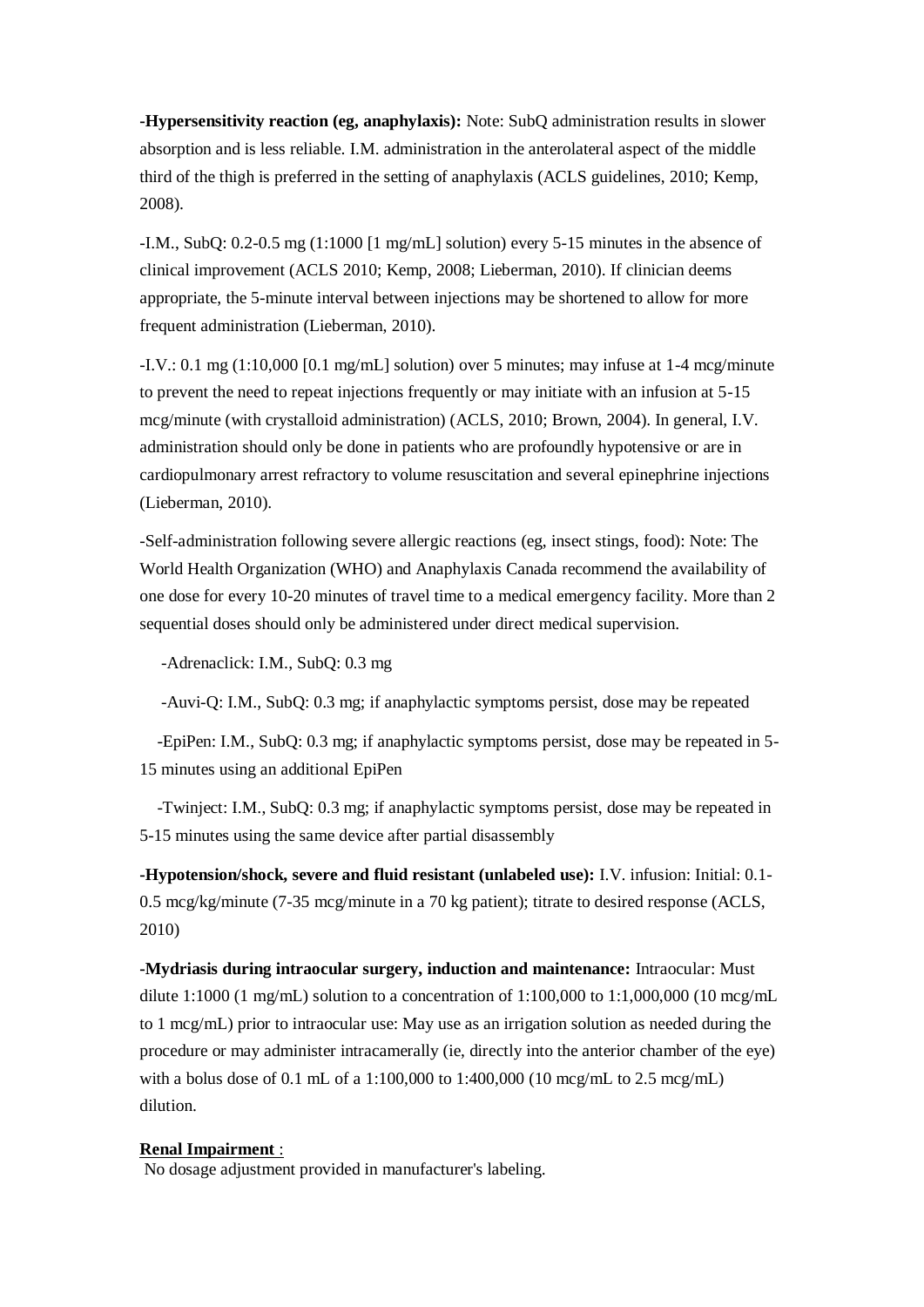**-Hypersensitivity reaction (eg, anaphylaxis):** Note: SubQ administration results in slower absorption and is less reliable. I.M. administration in the anterolateral aspect of the middle third of the thigh is preferred in the setting of anaphylaxis (ACLS guidelines, 2010; Kemp, 2008).

-I.M., SubQ: 0.2-0.5 mg (1:1000 [1 mg/mL] solution) every 5-15 minutes in the absence of clinical improvement (ACLS 2010; Kemp, 2008; Lieberman, 2010). If clinician deems appropriate, the 5-minute interval between injections may be shortened to allow for more frequent administration (Lieberman, 2010).

-I.V.: 0.1 mg (1:10,000 [0.1 mg/mL] solution) over 5 minutes; may infuse at 1-4 mcg/minute to prevent the need to repeat injections frequently or may initiate with an infusion at 5-15 mcg/minute (with crystalloid administration) (ACLS, 2010; Brown, 2004). In general, I.V. administration should only be done in patients who are profoundly hypotensive or are in cardiopulmonary arrest refractory to volume resuscitation and several epinephrine injections (Lieberman, 2010).

-Self-administration following severe allergic reactions (eg, insect stings, food): Note: The World Health Organization (WHO) and Anaphylaxis Canada recommend the availability of one dose for every 10-20 minutes of travel time to a medical emergency facility. More than 2 sequential doses should only be administered under direct medical supervision.

-Adrenaclick: I.M., SubQ: 0.3 mg

-Auvi-Q: I.M., SubQ: 0.3 mg; if anaphylactic symptoms persist, dose may be repeated

-EpiPen: I.M., SubQ: 0.3 mg; if anaphylactic symptoms persist, dose may be repeated in 5-15 minutes using an additional EpiPen

-Twinject: I.M., SubQ: 0.3 mg; if anaphylactic symptoms persist, dose may be repeated in 5-15 minutes using the same device after partial disassembly

**-Hypotension/shock, severe and fluid resistant (unlabeled use):** I.V. infusion: Initial: 0.1-0.5 mcg/kg/minute (7-35 mcg/minute in a 70 kg patient); titrate to desired response (ACLS, 2010)

**-Mydriasis during intraocular surgery, induction and maintenance:** Intraocular: Must dilute 1:1000 (1 mg/mL) solution to a concentration of 1:100,000 to 1:1,000,000 (10 mcg/mL to 1 mcg/mL) prior to intraocular use: May use as an irrigation solution as needed during the procedure or may administer intracamerally (ie, directly into the anterior chamber of the eye) with a bolus dose of 0.1 mL of a 1:100,000 to 1:400,000 (10 mcg/mL to 2.5 mcg/mL) dilution.

**Renal Impairment** :

No dosage adjustment provided in manufacturer's labeling.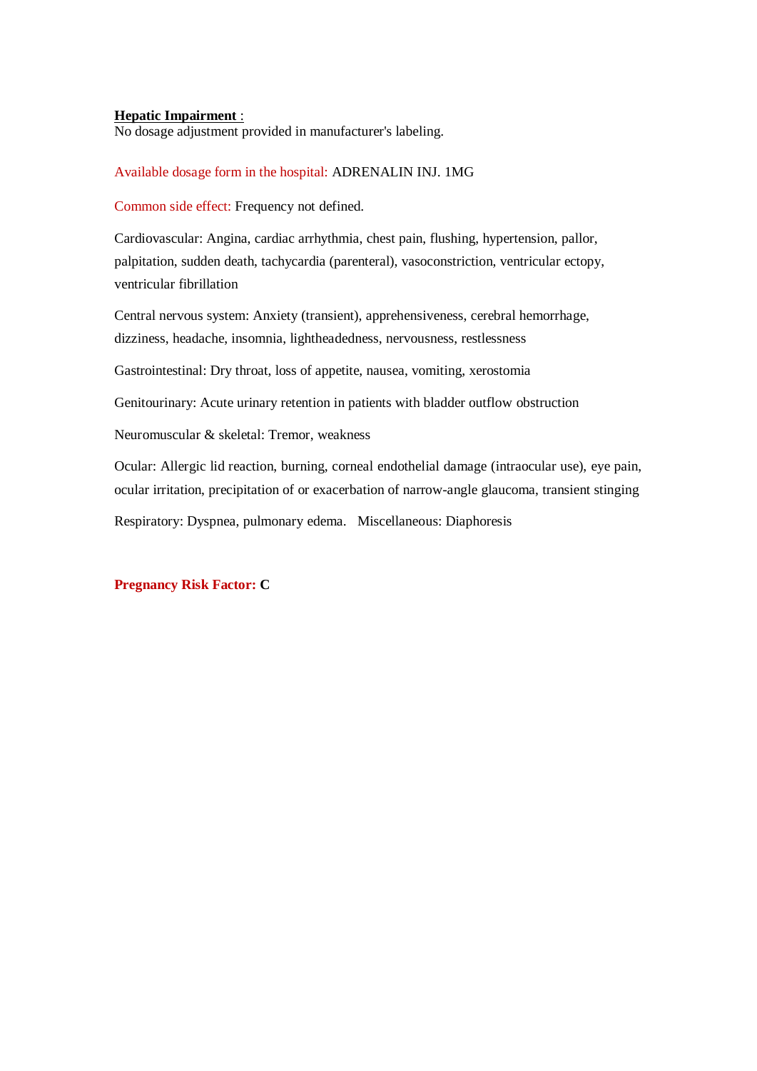**Hepatic Impairment** :
No dosage adjustment provided in manufacturer's labeling.

Available dosage form in the hospital: ADRENALIN INJ. 1MG

Common side effect: Frequency not defined.

Cardiovascular: Angina, cardiac arrhythmia, chest pain, flushing, hypertension, pallor, palpitation, sudden death, tachycardia (parenteral), vasoconstriction, ventricular ectopy, ventricular fibrillation

Central nervous system: Anxiety (transient), apprehensiveness, cerebral hemorrhage, dizziness, headache, insomnia, lightheadedness, nervousness, restlessness

Gastrointestinal: Dry throat, loss of appetite, nausea, vomiting, xerostomia

Genitourinary: Acute urinary retention in patients with bladder outflow obstruction

Neuromuscular & skeletal: Tremor, weakness

Ocular: Allergic lid reaction, burning, corneal endothelial damage (intraocular use), eye pain, ocular irritation, precipitation of or exacerbation of narrow-angle glaucoma, transient stinging

Respiratory: Dyspnea, pulmonary edema. Miscellaneous: Diaphoresis

**Pregnancy Risk Factor: C**